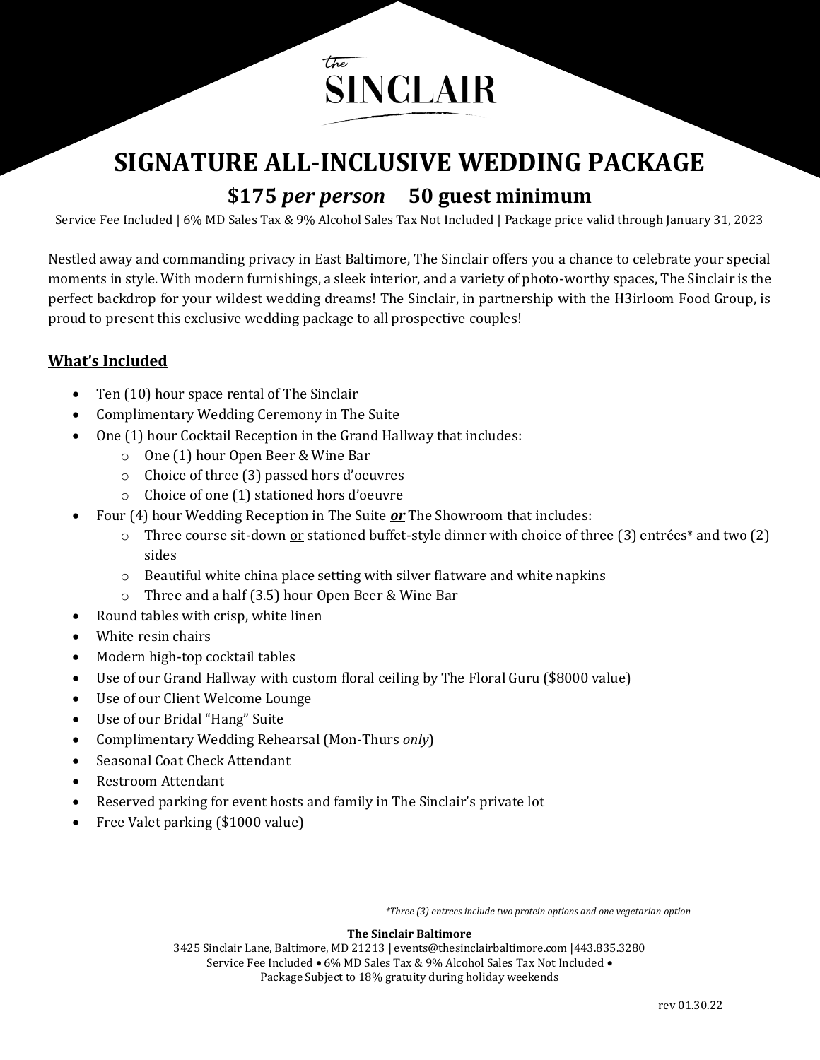the SINCLAIR

# SIGNATURE ALL-INCLUSIVE WEDDING PACKAGE

## $175 *per person* 50 guest minimum

Service Fee Included | 6% MD Sales Tax & 9% Alcohol Sales Tax Not Included | Package price valid through January 31, 2023

Nestled away and commanding privacy in East Baltimore, The Sinclair offers you a chance to celebrate your special moments in style. With modern furnishings, a sleek interior, and a variety of photo-worthy spaces, The Sinclair is the perfect backdrop for your wildest wedding dreams! The Sinclair, in partnership with the H3irloom Food Group, is proud to present this exclusive wedding package to all prospective couples!

### What's Included

- Ten (10) hour space rental of The Sinclair
- Complimentary Wedding Ceremony in The Suite
- One (1) hour Cocktail Reception in the Grand Hallway that includes:
  - One (1) hour Open Beer & Wine Bar
  - Choice of three (3) passed hors d'oeuvres
  - Choice of one (1) stationed hors d'oeuvre
- Four (4) hour Wedding Reception in The Suite ***or*** The Showroom that includes:
  - Three course sit-down or stationed buffet-style dinner with choice of three (3) entrées* and two (2) sides
  - Beautiful white china place setting with silver flatware and white napkins
  - Three and a half (3.5) hour Open Beer & Wine Bar
- Round tables with crisp, white linen
- White resin chairs
- Modern high-top cocktail tables
- Use of our Grand Hallway with custom floral ceiling by The Floral Guru ($8000 value)
- Use of our Client Welcome Lounge
- Use of our Bridal "Hang" Suite
- Complimentary Wedding Rehearsal (Mon-Thurs *only*)
- Seasonal Coat Check Attendant
- Restroom Attendant
- Reserved parking for event hosts and family in The Sinclair's private lot
- Free Valet parking ($1000 value)

*\*Three (3) entrees include two protein options and one vegetarian option*

**The Sinclair Baltimore**
3425 Sinclair Lane, Baltimore, MD 21213 | events@thesinclairbaltimore.com |443.835.3280
Service Fee Included • 6% MD Sales Tax & 9% Alcohol Sales Tax Not Included •
Package Subject to 18% gratuity during holiday weekends

rev 01.30.22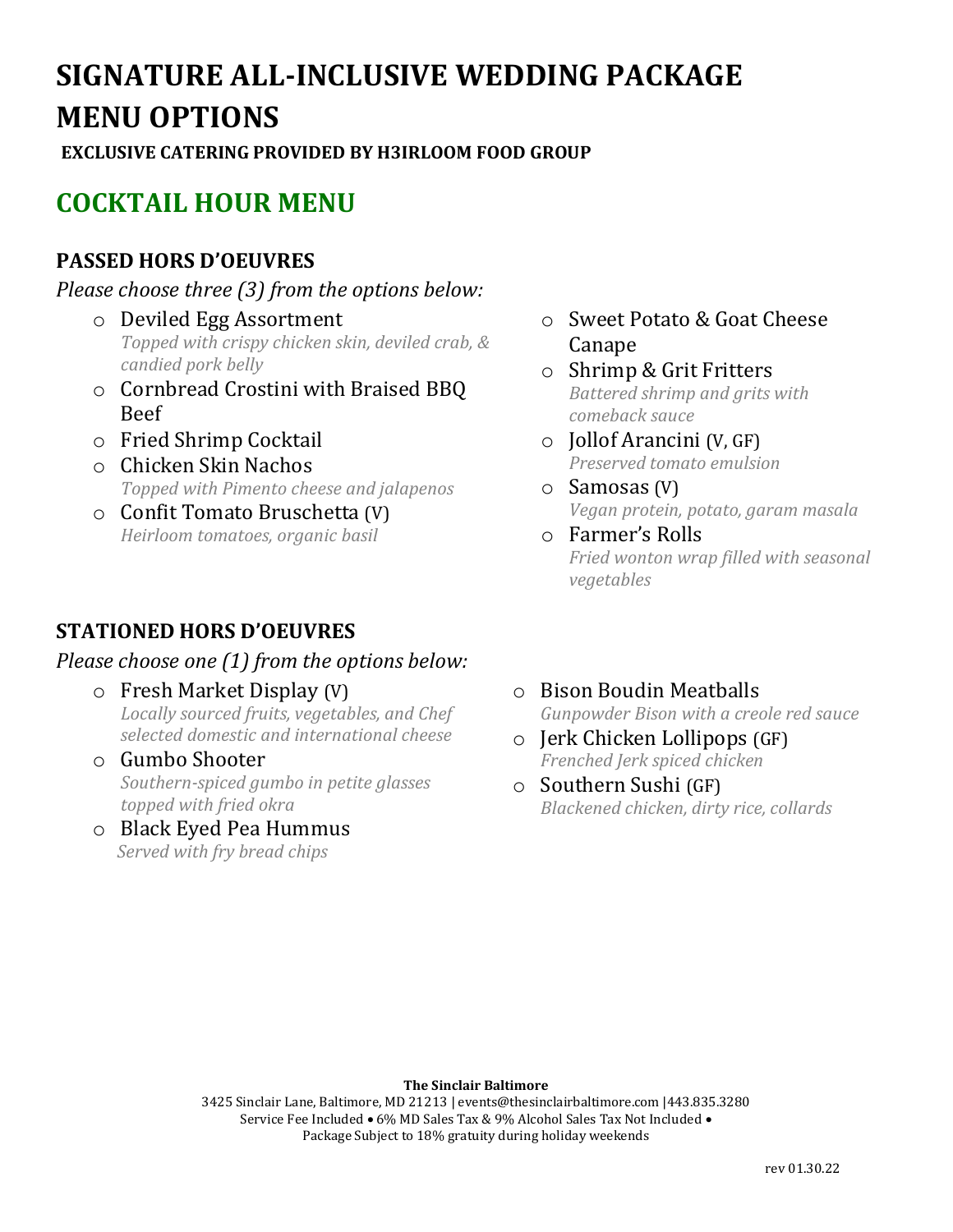# SIGNATURE ALL-INCLUSIVE WEDDING PACKAGE MENU OPTIONS

**EXCLUSIVE CATERING PROVIDED BY H3IRLOOM FOOD GROUP**

## COCKTAIL HOUR MENU

### PASSED HORS D'OEUVRES

*Please choose three (3) from the options below:*

- Deviled Egg Assortment
  *Topped with crispy chicken skin, deviled crab, & candied pork belly*
- Cornbread Crostini with Braised BBQ Beef
- Fried Shrimp Cocktail
- Chicken Skin Nachos
  *Topped with Pimento cheese and jalapenos*
- Confit Tomato Bruschetta (V)
  *Heirloom tomatoes, organic basil*
- Sweet Potato & Goat Cheese Canape
- Shrimp & Grit Fritters
  *Battered shrimp and grits with comeback sauce*
- Jollof Arancini (V, GF)
  *Preserved tomato emulsion*
- Samosas (V)
  *Vegan protein, potato, garam masala*
- Farmer's Rolls
  *Fried wonton wrap filled with seasonal vegetables*

### STATIONED HORS D'OEUVRES

*Please choose one (1) from the options below:*

- Fresh Market Display (V)
  *Locally sourced fruits, vegetables, and Chef selected domestic and international cheese*
- Gumbo Shooter
  *Southern-spiced gumbo in petite glasses topped with fried okra*
- Black Eyed Pea Hummus
  *Served with fry bread chips*
- Bison Boudin Meatballs
  *Gunpowder Bison with a creole red sauce*
- Jerk Chicken Lollipops (GF)
  *Frenched Jerk spiced chicken*
- Southern Sushi (GF)
  *Blackened chicken, dirty rice, collards*

**The Sinclair Baltimore**
3425 Sinclair Lane, Baltimore, MD 21213 | events@thesinclairbaltimore.com |443.835.3280
Service Fee Included • 6% MD Sales Tax & 9% Alcohol Sales Tax Not Included •
Package Subject to 18% gratuity during holiday weekends

rev 01.30.22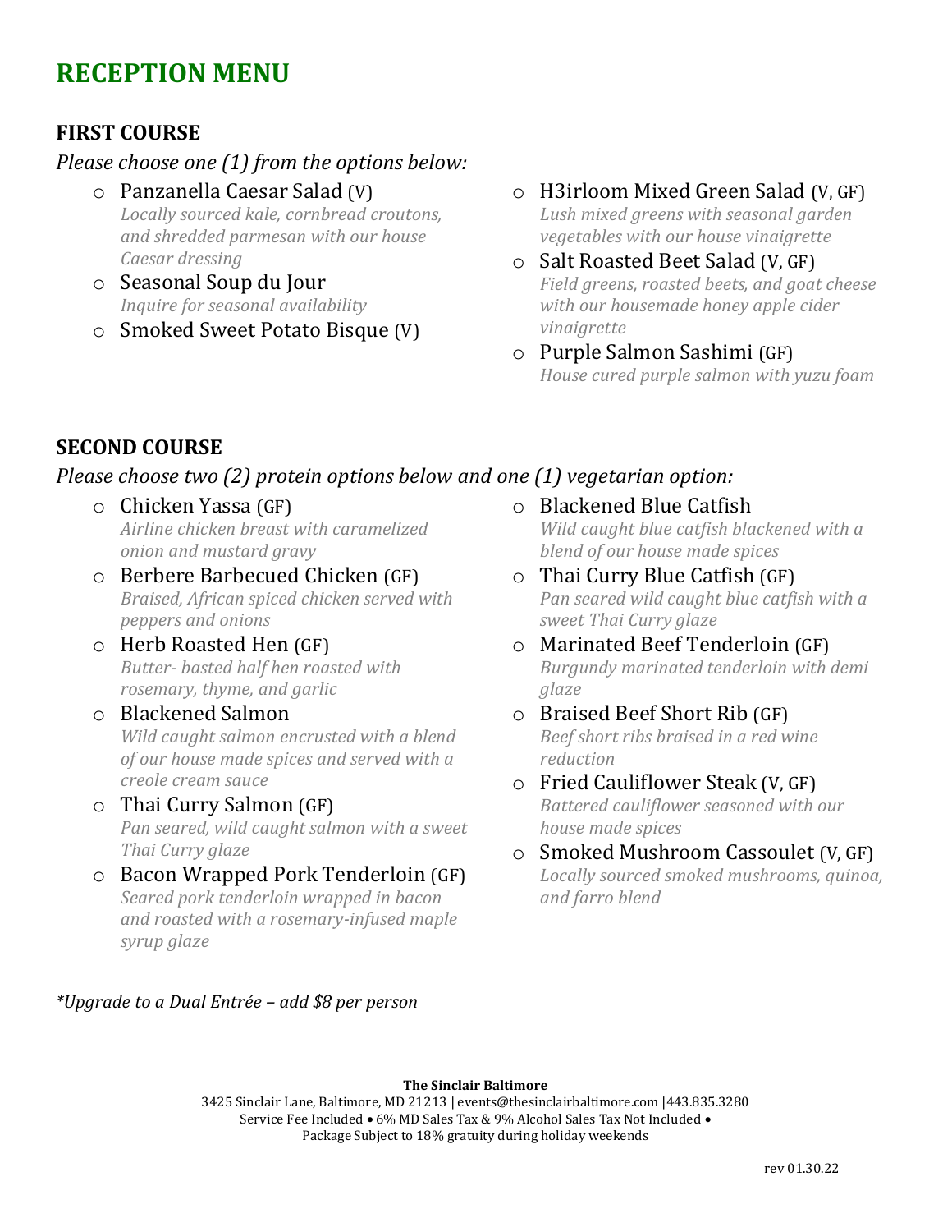# RECEPTION MENU

## FIRST COURSE

*Please choose one (1) from the options below:*

- Panzanella Caesar Salad (V)
  *Locally sourced kale, cornbread croutons, and shredded parmesan with our house Caesar dressing*
- Seasonal Soup du Jour
  *Inquire for seasonal availability*
- Smoked Sweet Potato Bisque (V)
- H3irloom Mixed Green Salad (V, GF)
  *Lush mixed greens with seasonal garden vegetables with our house vinaigrette*
- Salt Roasted Beet Salad (V, GF)
  *Field greens, roasted beets, and goat cheese with our housemade honey apple cider vinaigrette*
- Purple Salmon Sashimi (GF)
  *House cured purple salmon with yuzu foam*

## SECOND COURSE

*Please choose two (2) protein options below and one (1) vegetarian option:*

- Chicken Yassa (GF)
  *Airline chicken breast with caramelized onion and mustard gravy*
- Berbere Barbecued Chicken (GF)
  *Braised, African spiced chicken served with peppers and onions*
- Herb Roasted Hen (GF)
  *Butter- basted half hen roasted with rosemary, thyme, and garlic*
- Blackened Salmon
  *Wild caught salmon encrusted with a blend of our house made spices and served with a creole cream sauce*
- Thai Curry Salmon (GF)
  *Pan seared, wild caught salmon with a sweet Thai Curry glaze*
- Bacon Wrapped Pork Tenderloin (GF)
  *Seared pork tenderloin wrapped in bacon and roasted with a rosemary-infused maple syrup glaze*
- Blackened Blue Catfish
  *Wild caught blue catfish blackened with a blend of our house made spices*
- Thai Curry Blue Catfish (GF)
  *Pan seared wild caught blue catfish with a sweet Thai Curry glaze*
- Marinated Beef Tenderloin (GF)
  *Burgundy marinated tenderloin with demi glaze*
- Braised Beef Short Rib (GF)
  *Beef short ribs braised in a red wine reduction*
- Fried Cauliflower Steak (V, GF)
  *Battered cauliflower seasoned with our house made spices*
- Smoked Mushroom Cassoulet (V, GF)
  *Locally sourced smoked mushrooms, quinoa, and farro blend*

*\*Upgrade to a Dual Entrée – add $8 per person*

**The Sinclair Baltimore**
3425 Sinclair Lane, Baltimore, MD 21213 | events@thesinclairbaltimore.com |443.835.3280
Service Fee Included • 6% MD Sales Tax & 9% Alcohol Sales Tax Not Included •
Package Subject to 18% gratuity during holiday weekends

rev 01.30.22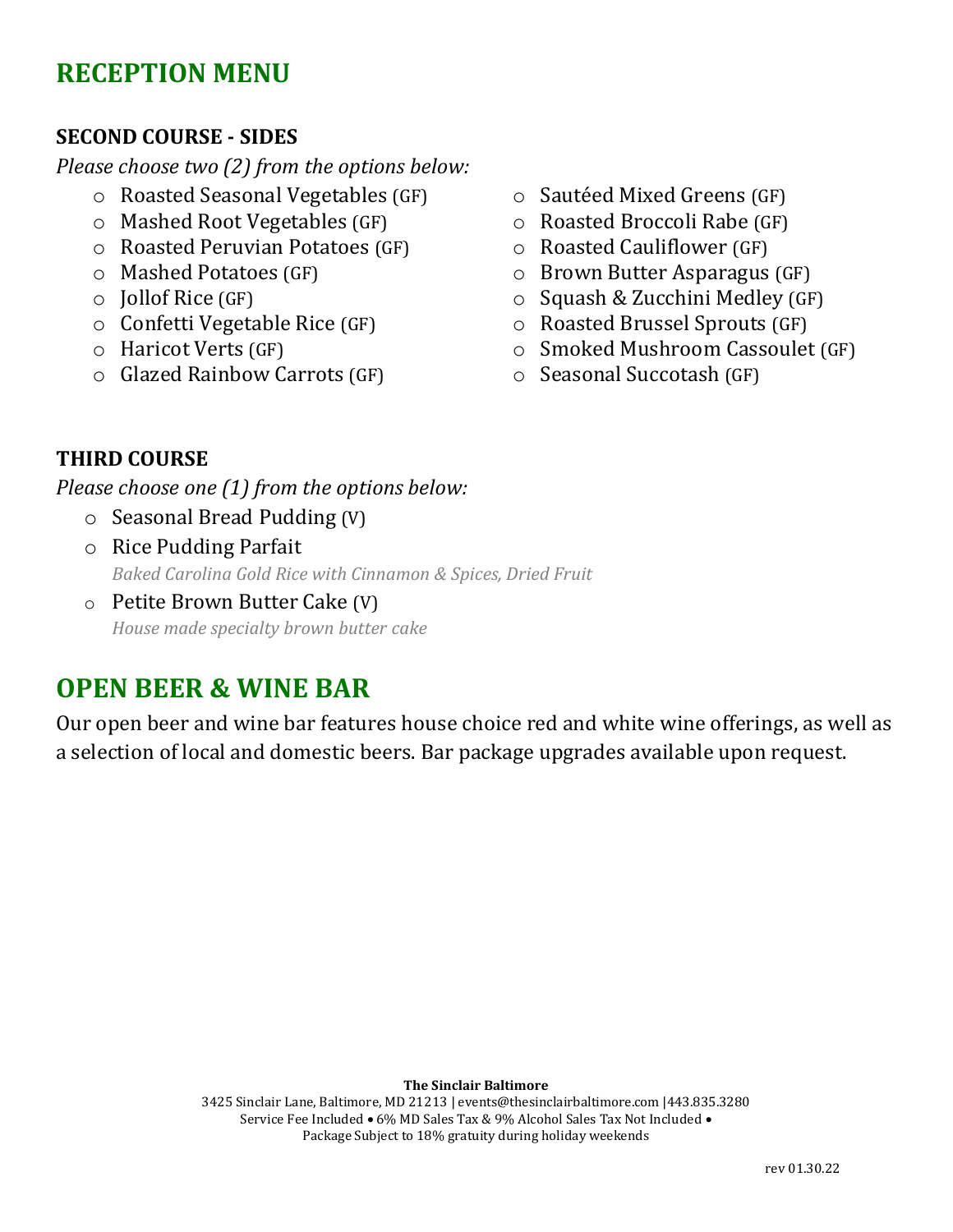# RECEPTION MENU

### SECOND COURSE - SIDES

*Please choose two (2) from the options below:*

- Roasted Seasonal Vegetables (GF)
- Mashed Root Vegetables (GF)
- Roasted Peruvian Potatoes (GF)
- Mashed Potatoes (GF)
- Jollof Rice (GF)
- Confetti Vegetable Rice (GF)
- Haricot Verts (GF)
- Glazed Rainbow Carrots (GF)
- Sautéed Mixed Greens (GF)
- Roasted Broccoli Rabe (GF)
- Roasted Cauliflower (GF)
- Brown Butter Asparagus (GF)
- Squash & Zucchini Medley (GF)
- Roasted Brussel Sprouts (GF)
- Smoked Mushroom Cassoulet (GF)
- Seasonal Succotash (GF)

### THIRD COURSE

*Please choose one (1) from the options below:*

- Seasonal Bread Pudding (V)
- Rice Pudding Parfait
  *Baked Carolina Gold Rice with Cinnamon & Spices, Dried Fruit*
- Petite Brown Butter Cake (V)
  *House made specialty brown butter cake*

# OPEN BEER & WINE BAR

Our open beer and wine bar features house choice red and white wine offerings, as well as a selection of local and domestic beers. Bar package upgrades available upon request.

**The Sinclair Baltimore**
3425 Sinclair Lane, Baltimore, MD 21213 | events@thesinclairbaltimore.com |443.835.3280
Service Fee Included • 6% MD Sales Tax & 9% Alcohol Sales Tax Not Included •
Package Subject to 18% gratuity during holiday weekends

rev 01.30.22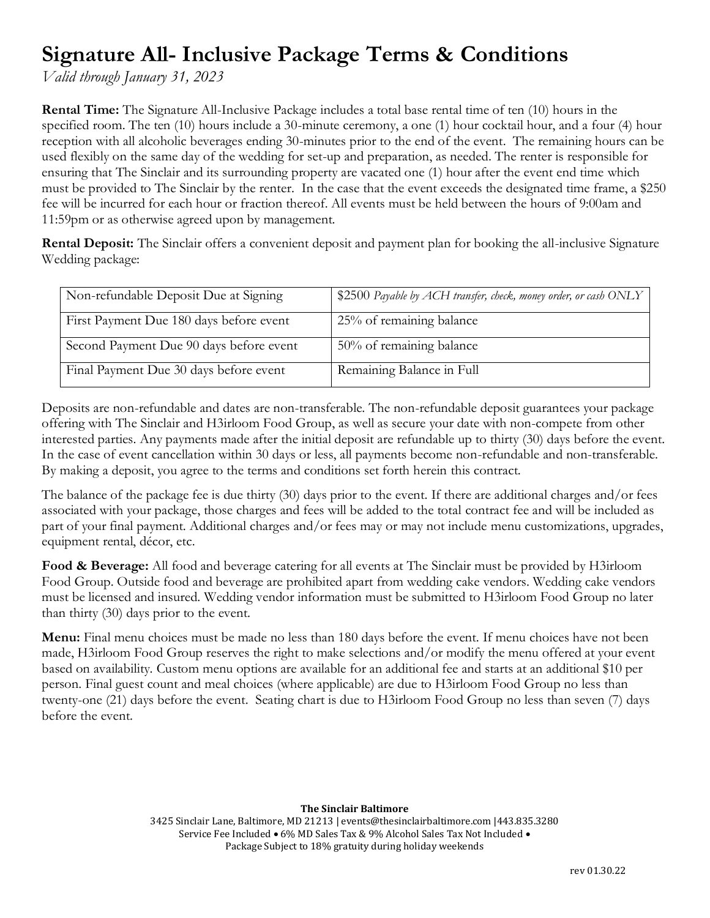# Signature All- Inclusive Package Terms & Conditions

*Valid through January 31, 2023*

**Rental Time:** The Signature All-Inclusive Package includes a total base rental time of ten (10) hours in the specified room. The ten (10) hours include a 30-minute ceremony, a one (1) hour cocktail hour, and a four (4) hour reception with all alcoholic beverages ending 30-minutes prior to the end of the event. The remaining hours can be used flexibly on the same day of the wedding for set-up and preparation, as needed. The renter is responsible for ensuring that The Sinclair and its surrounding property are vacated one (1) hour after the event end time which must be provided to The Sinclair by the renter. In the case that the event exceeds the designated time frame, a $250 fee will be incurred for each hour or fraction thereof. All events must be held between the hours of 9:00am and 11:59pm or as otherwise agreed upon by management.

**Rental Deposit:** The Sinclair offers a convenient deposit and payment plan for booking the all-inclusive Signature Wedding package:

| | |
|---|---|
| Non-refundable Deposit Due at Signing | $2500 *Payable by ACH transfer, check, money order, or cash ONLY* |
| First Payment Due 180 days before event | 25% of remaining balance |
| Second Payment Due 90 days before event | 50% of remaining balance |
| Final Payment Due 30 days before event | Remaining Balance in Full |

Deposits are non-refundable and dates are non-transferable. The non-refundable deposit guarantees your package offering with The Sinclair and H3irloom Food Group, as well as secure your date with non-compete from other interested parties. Any payments made after the initial deposit are refundable up to thirty (30) days before the event. In the case of event cancellation within 30 days or less, all payments become non-refundable and non-transferable. By making a deposit, you agree to the terms and conditions set forth herein this contract.

The balance of the package fee is due thirty (30) days prior to the event. If there are additional charges and/or fees associated with your package, those charges and fees will be added to the total contract fee and will be included as part of your final payment. Additional charges and/or fees may or may not include menu customizations, upgrades, equipment rental, décor, etc.

**Food & Beverage:** All food and beverage catering for all events at The Sinclair must be provided by H3irloom Food Group. Outside food and beverage are prohibited apart from wedding cake vendors. Wedding cake vendors must be licensed and insured. Wedding vendor information must be submitted to H3irloom Food Group no later than thirty (30) days prior to the event.

**Menu:** Final menu choices must be made no less than 180 days before the event. If menu choices have not been made, H3irloom Food Group reserves the right to make selections and/or modify the menu offered at your event based on availability. Custom menu options are available for an additional fee and starts at an additional $10 per person. Final guest count and meal choices (where applicable) are due to H3irloom Food Group no less than twenty-one (21) days before the event. Seating chart is due to H3irloom Food Group no less than seven (7) days before the event.

**The Sinclair Baltimore**
3425 Sinclair Lane, Baltimore, MD 21213 | events@thesinclairbaltimore.com |443.835.3280
Service Fee Included • 6% MD Sales Tax & 9% Alcohol Sales Tax Not Included •
Package Subject to 18% gratuity during holiday weekends

rev 01.30.22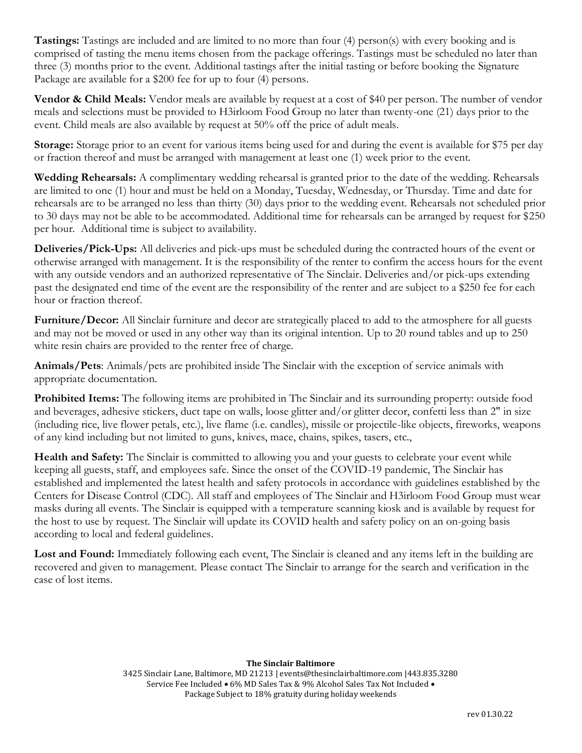**Tastings:** Tastings are included and are limited to no more than four (4) person(s) with every booking and is comprised of tasting the menu items chosen from the package offerings. Tastings must be scheduled no later than three (3) months prior to the event. Additional tastings after the initial tasting or before booking the Signature Package are available for a $200 fee for up to four (4) persons.

**Vendor & Child Meals:** Vendor meals are available by request at a cost of $40 per person. The number of vendor meals and selections must be provided to H3irloom Food Group no later than twenty-one (21) days prior to the event. Child meals are also available by request at 50% off the price of adult meals.

**Storage:** Storage prior to an event for various items being used for and during the event is available for $75 per day or fraction thereof and must be arranged with management at least one (1) week prior to the event.

**Wedding Rehearsals:** A complimentary wedding rehearsal is granted prior to the date of the wedding. Rehearsals are limited to one (1) hour and must be held on a Monday, Tuesday, Wednesday, or Thursday. Time and date for rehearsals are to be arranged no less than thirty (30) days prior to the wedding event. Rehearsals not scheduled prior to 30 days may not be able to be accommodated. Additional time for rehearsals can be arranged by request for $250 per hour. Additional time is subject to availability.

**Deliveries/Pick-Ups:** All deliveries and pick-ups must be scheduled during the contracted hours of the event or otherwise arranged with management. It is the responsibility of the renter to confirm the access hours for the event with any outside vendors and an authorized representative of The Sinclair. Deliveries and/or pick-ups extending past the designated end time of the event are the responsibility of the renter and are subject to a $250 fee for each hour or fraction thereof.

**Furniture/Decor:** All Sinclair furniture and decor are strategically placed to add to the atmosphere for all guests and may not be moved or used in any other way than its original intention. Up to 20 round tables and up to 250 white resin chairs are provided to the renter free of charge.

**Animals/Pets**: Animals/pets are prohibited inside The Sinclair with the exception of service animals with appropriate documentation.

**Prohibited Items:** The following items are prohibited in The Sinclair and its surrounding property: outside food and beverages, adhesive stickers, duct tape on walls, loose glitter and/or glitter decor, confetti less than 2" in size (including rice, live flower petals, etc.), live flame (i.e. candles), missile or projectile-like objects, fireworks, weapons of any kind including but not limited to guns, knives, mace, chains, spikes, tasers, etc.,

**Health and Safety:** The Sinclair is committed to allowing you and your guests to celebrate your event while keeping all guests, staff, and employees safe. Since the onset of the COVID-19 pandemic, The Sinclair has established and implemented the latest health and safety protocols in accordance with guidelines established by the Centers for Disease Control (CDC). All staff and employees of The Sinclair and H3irloom Food Group must wear masks during all events. The Sinclair is equipped with a temperature scanning kiosk and is available by request for the host to use by request. The Sinclair will update its COVID health and safety policy on an on-going basis according to local and federal guidelines.

**Lost and Found:** Immediately following each event, The Sinclair is cleaned and any items left in the building are recovered and given to management. Please contact The Sinclair to arrange for the search and verification in the case of lost items.

**The Sinclair Baltimore**
3425 Sinclair Lane, Baltimore, MD 21213 | events@thesinclairbaltimore.com |443.835.3280
Service Fee Included • 6% MD Sales Tax & 9% Alcohol Sales Tax Not Included •
Package Subject to 18% gratuity during holiday weekends

rev 01.30.22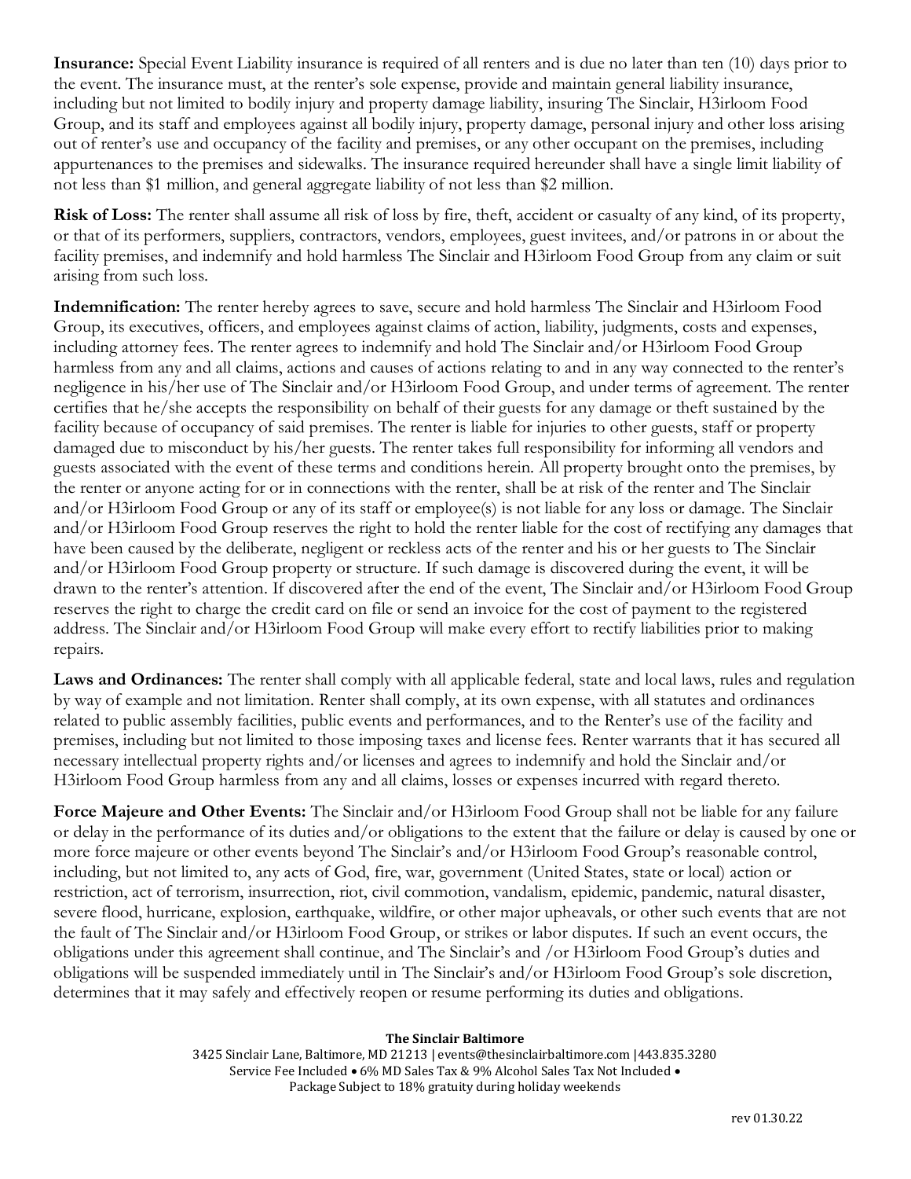**Insurance:** Special Event Liability insurance is required of all renters and is due no later than ten (10) days prior to the event. The insurance must, at the renter's sole expense, provide and maintain general liability insurance, including but not limited to bodily injury and property damage liability, insuring The Sinclair, H3irloom Food Group, and its staff and employees against all bodily injury, property damage, personal injury and other loss arising out of renter's use and occupancy of the facility and premises, or any other occupant on the premises, including appurtenances to the premises and sidewalks. The insurance required hereunder shall have a single limit liability of not less than $1 million, and general aggregate liability of not less than $2 million.

**Risk of Loss:** The renter shall assume all risk of loss by fire, theft, accident or casualty of any kind, of its property, or that of its performers, suppliers, contractors, vendors, employees, guest invitees, and/or patrons in or about the facility premises, and indemnify and hold harmless The Sinclair and H3irloom Food Group from any claim or suit arising from such loss.

**Indemnification:** The renter hereby agrees to save, secure and hold harmless The Sinclair and H3irloom Food Group, its executives, officers, and employees against claims of action, liability, judgments, costs and expenses, including attorney fees. The renter agrees to indemnify and hold The Sinclair and/or H3irloom Food Group harmless from any and all claims, actions and causes of actions relating to and in any way connected to the renter's negligence in his/her use of The Sinclair and/or H3irloom Food Group, and under terms of agreement. The renter certifies that he/she accepts the responsibility on behalf of their guests for any damage or theft sustained by the facility because of occupancy of said premises. The renter is liable for injuries to other guests, staff or property damaged due to misconduct by his/her guests. The renter takes full responsibility for informing all vendors and guests associated with the event of these terms and conditions herein. All property brought onto the premises, by the renter or anyone acting for or in connections with the renter, shall be at risk of the renter and The Sinclair and/or H3irloom Food Group or any of its staff or employee(s) is not liable for any loss or damage. The Sinclair and/or H3irloom Food Group reserves the right to hold the renter liable for the cost of rectifying any damages that have been caused by the deliberate, negligent or reckless acts of the renter and his or her guests to The Sinclair and/or H3irloom Food Group property or structure. If such damage is discovered during the event, it will be drawn to the renter's attention. If discovered after the end of the event, The Sinclair and/or H3irloom Food Group reserves the right to charge the credit card on file or send an invoice for the cost of payment to the registered address. The Sinclair and/or H3irloom Food Group will make every effort to rectify liabilities prior to making repairs.

**Laws and Ordinances:** The renter shall comply with all applicable federal, state and local laws, rules and regulation by way of example and not limitation. Renter shall comply, at its own expense, with all statutes and ordinances related to public assembly facilities, public events and performances, and to the Renter's use of the facility and premises, including but not limited to those imposing taxes and license fees. Renter warrants that it has secured all necessary intellectual property rights and/or licenses and agrees to indemnify and hold the Sinclair and/or H3irloom Food Group harmless from any and all claims, losses or expenses incurred with regard thereto.

**Force Majeure and Other Events:** The Sinclair and/or H3irloom Food Group shall not be liable for any failure or delay in the performance of its duties and/or obligations to the extent that the failure or delay is caused by one or more force majeure or other events beyond The Sinclair's and/or H3irloom Food Group's reasonable control, including, but not limited to, any acts of God, fire, war, government (United States, state or local) action or restriction, act of terrorism, insurrection, riot, civil commotion, vandalism, epidemic, pandemic, natural disaster, severe flood, hurricane, explosion, earthquake, wildfire, or other major upheavals, or other such events that are not the fault of The Sinclair and/or H3irloom Food Group, or strikes or labor disputes. If such an event occurs, the obligations under this agreement shall continue, and The Sinclair's and /or H3irloom Food Group's duties and obligations will be suspended immediately until in The Sinclair's and/or H3irloom Food Group's sole discretion, determines that it may safely and effectively reopen or resume performing its duties and obligations.

**The Sinclair Baltimore**
3425 Sinclair Lane, Baltimore, MD 21213 | events@thesinclairbaltimore.com |443.835.3280
Service Fee Included • 6% MD Sales Tax & 9% Alcohol Sales Tax Not Included •
Package Subject to 18% gratuity during holiday weekends

rev 01.30.22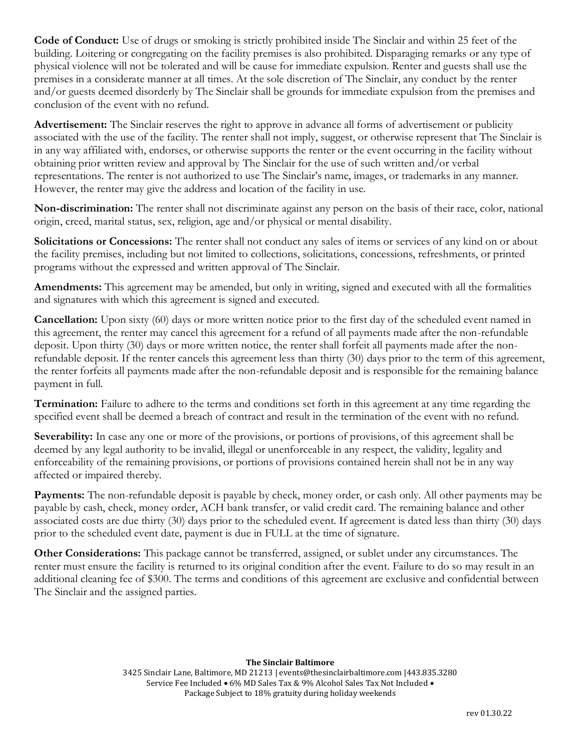**Code of Conduct:** Use of drugs or smoking is strictly prohibited inside The Sinclair and within 25 feet of the building. Loitering or congregating on the facility premises is also prohibited. Disparaging remarks or any type of physical violence will not be tolerated and will be cause for immediate expulsion. Renter and guests shall use the premises in a considerate manner at all times. At the sole discretion of The Sinclair, any conduct by the renter and/or guests deemed disorderly by The Sinclair shall be grounds for immediate expulsion from the premises and conclusion of the event with no refund.

**Advertisement:** The Sinclair reserves the right to approve in advance all forms of advertisement or publicity associated with the use of the facility. The renter shall not imply, suggest, or otherwise represent that The Sinclair is in any way affiliated with, endorses, or otherwise supports the renter or the event occurring in the facility without obtaining prior written review and approval by The Sinclair for the use of such written and/or verbal representations. The renter is not authorized to use The Sinclair's name, images, or trademarks in any manner. However, the renter may give the address and location of the facility in use.

**Non-discrimination:** The renter shall not discriminate against any person on the basis of their race, color, national origin, creed, marital status, sex, religion, age and/or physical or mental disability.

**Solicitations or Concessions:** The renter shall not conduct any sales of items or services of any kind on or about the facility premises, including but not limited to collections, solicitations, concessions, refreshments, or printed programs without the expressed and written approval of The Sinclair.

**Amendments:** This agreement may be amended, but only in writing, signed and executed with all the formalities and signatures with which this agreement is signed and executed.

**Cancellation:** Upon sixty (60) days or more written notice prior to the first day of the scheduled event named in this agreement, the renter may cancel this agreement for a refund of all payments made after the non-refundable deposit. Upon thirty (30) days or more written notice, the renter shall forfeit all payments made after the non-refundable deposit. If the renter cancels this agreement less than thirty (30) days prior to the term of this agreement, the renter forfeits all payments made after the non-refundable deposit and is responsible for the remaining balance payment in full.

**Termination:** Failure to adhere to the terms and conditions set forth in this agreement at any time regarding the specified event shall be deemed a breach of contract and result in the termination of the event with no refund.

**Severability:** In case any one or more of the provisions, or portions of provisions, of this agreement shall be deemed by any legal authority to be invalid, illegal or unenforceable in any respect, the validity, legality and enforceability of the remaining provisions, or portions of provisions contained herein shall not be in any way affected or impaired thereby.

**Payments:** The non-refundable deposit is payable by check, money order, or cash only. All other payments may be payable by cash, check, money order, ACH bank transfer, or valid credit card. The remaining balance and other associated costs are due thirty (30) days prior to the scheduled event. If agreement is dated less than thirty (30) days prior to the scheduled event date, payment is due in FULL at the time of signature.

**Other Considerations:** This package cannot be transferred, assigned, or sublet under any circumstances. The renter must ensure the facility is returned to its original condition after the event. Failure to do so may result in an additional cleaning fee of $300. The terms and conditions of this agreement are exclusive and confidential between The Sinclair and the assigned parties.

**The Sinclair Baltimore**
3425 Sinclair Lane, Baltimore, MD 21213 | events@thesinclairbaltimore.com |443.835.3280
Service Fee Included • 6% MD Sales Tax & 9% Alcohol Sales Tax Not Included •
Package Subject to 18% gratuity during holiday weekends

rev 01.30.22